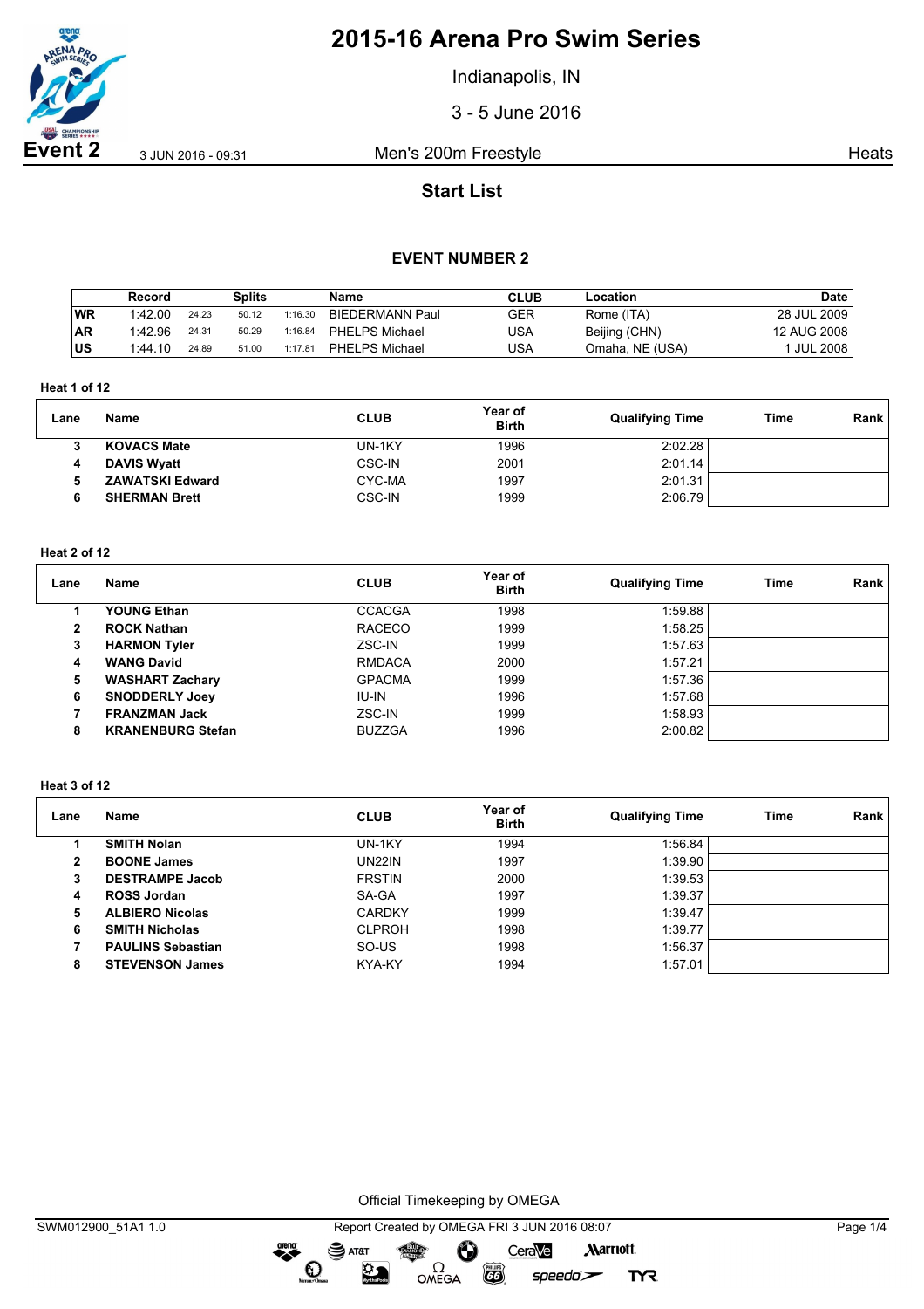# 2015-16 Arena Pro Swim Series

Indianapolis, IN

3 - 5 June 2016

**Event 2** 3 JUN 2016 - 09:31 Men's 200m Freestyle Heats

## Start List

### EVENT NUMBER 2

| | Record | Splits | | | Name | CLUB | Location | Date |
|---|---|---|---|---|---|---|---|---|
| WR | 1:42.00 | 24.23 | 50.12 | 1:16.30 | BIEDERMANN Paul | GER | Rome (ITA) | 28 JUL 2009 |
| AR | 1:42.96 | 24.31 | 50.29 | 1:16.84 | PHELPS Michael | USA | Beijing (CHN) | 12 AUG 2008 |
| US | 1:44.10 | 24.89 | 51.00 | 1:17.81 | PHELPS Michael | USA | Omaha, NE (USA) | 1 JUL 2008 |

**Heat 1 of 12**

| Lane | Name | CLUB | Year of Birth | Qualifying Time | Time | Rank |
|---|---|---|---|---|---|---|
| 3 | **KOVACS Mate** | UN-1KY | 1996 | 2:02.28 | | |
| 4 | **DAVIS Wyatt** | CSC-IN | 2001 | 2:01.14 | | |
| 5 | **ZAWATSKI Edward** | CYC-MA | 1997 | 2:01.31 | | |
| 6 | **SHERMAN Brett** | CSC-IN | 1999 | 2:06.79 | | |

**Heat 2 of 12**

| Lane | Name | CLUB | Year of Birth | Qualifying Time | Time | Rank |
|---|---|---|---|---|---|---|
| 1 | **YOUNG Ethan** | CCACGA | 1998 | 1:59.88 | | |
| 2 | **ROCK Nathan** | RACECO | 1999 | 1:58.25 | | |
| 3 | **HARMON Tyler** | ZSC-IN | 1999 | 1:57.63 | | |
| 4 | **WANG David** | RMDACA | 2000 | 1:57.21 | | |
| 5 | **WASHART Zachary** | GPACMA | 1999 | 1:57.36 | | |
| 6 | **SNODDERLY Joey** | IU-IN | 1996 | 1:57.68 | | |
| 7 | **FRANZMAN Jack** | ZSC-IN | 1999 | 1:58.93 | | |
| 8 | **KRANENBURG Stefan** | BUZZGA | 1996 | 2:00.82 | | |

**Heat 3 of 12**

| Lane | Name | CLUB | Year of Birth | Qualifying Time | Time | Rank |
|---|---|---|---|---|---|---|
| 1 | **SMITH Nolan** | UN-1KY | 1994 | 1:56.84 | | |
| 2 | **BOONE James** | UN22IN | 1997 | 1:39.90 | | |
| 3 | **DESTRAMPE Jacob** | FRSTIN | 2000 | 1:39.53 | | |
| 4 | **ROSS Jordan** | SA-GA | 1997 | 1:39.37 | | |
| 5 | **ALBIERO Nicolas** | CARDKY | 1999 | 1:39.47 | | |
| 6 | **SMITH Nicholas** | CLPROH | 1998 | 1:39.77 | | |
| 7 | **PAULINS Sebastian** | SO-US | 1998 | 1:56.37 | | |
| 8 | **STEVENSON James** | KYA-KY | 1994 | 1:57.01 | | |

Official Timekeeping by OMEGA

SWM012900_51A1 1.0 Report Created by OMEGA FRI 3 JUN 2016 08:07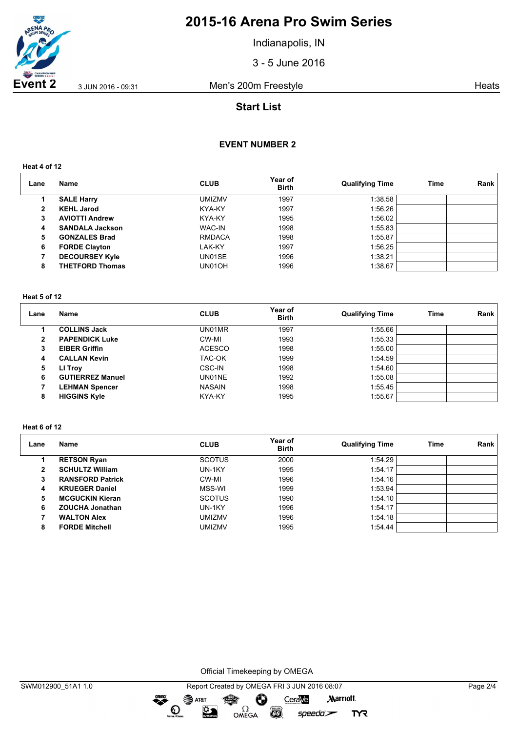# 2015-16 Arena Pro Swim Series

Indianapolis, IN

3 - 5 June 2016

**Event 2** 3 JUN 2016 - 09:31 Men's 200m Freestyle Heats

## Start List

### EVENT NUMBER 2

**Heat 4 of 12**

| Lane | Name | CLUB | Year of Birth | Qualifying Time | Time | Rank |
|---|---|---|---|---|---|---|
| 1 | **SALE Harry** | UMIZMV | 1997 | 1:38.58 | | |
| 2 | **KEHL Jarod** | KYA-KY | 1997 | 1:56.26 | | |
| 3 | **AVIOTTI Andrew** | KYA-KY | 1995 | 1:56.02 | | |
| 4 | **SANDALA Jackson** | WAC-IN | 1998 | 1:55.83 | | |
| 5 | **GONZALES Brad** | RMDACA | 1998 | 1:55.87 | | |
| 6 | **FORDE Clayton** | LAK-KY | 1997 | 1:56.25 | | |
| 7 | **DECOURSEY Kyle** | UN01SE | 1996 | 1:38.21 | | |
| 8 | **THETFORD Thomas** | UN01OH | 1996 | 1:38.67 | | |

**Heat 5 of 12**

| Lane | Name | CLUB | Year of Birth | Qualifying Time | Time | Rank |
|---|---|---|---|---|---|---|
| 1 | **COLLINS Jack** | UN01MR | 1997 | 1:55.66 | | |
| 2 | **PAPENDICK Luke** | CW-MI | 1993 | 1:55.33 | | |
| 3 | **EIBER Griffin** | ACESCO | 1998 | 1:55.00 | | |
| 4 | **CALLAN Kevin** | TAC-OK | 1999 | 1:54.59 | | |
| 5 | **LI Troy** | CSC-IN | 1998 | 1:54.60 | | |
| 6 | **GUTIERREZ Manuel** | UN01NE | 1992 | 1:55.08 | | |
| 7 | **LEHMAN Spencer** | NASAIN | 1998 | 1:55.45 | | |
| 8 | **HIGGINS Kyle** | KYA-KY | 1995 | 1:55.67 | | |

**Heat 6 of 12**

| Lane | Name | CLUB | Year of Birth | Qualifying Time | Time | Rank |
|---|---|---|---|---|---|---|
| 1 | **RETSON Ryan** | SCOTUS | 2000 | 1:54.29 | | |
| 2 | **SCHULTZ William** | UN-1KY | 1995 | 1:54.17 | | |
| 3 | **RANSFORD Patrick** | CW-MI | 1996 | 1:54.16 | | |
| 4 | **KRUEGER Daniel** | MSS-WI | 1999 | 1:53.94 | | |
| 5 | **MCGUCKIN Kieran** | SCOTUS | 1990 | 1:54.10 | | |
| 6 | **ZOUCHA Jonathan** | UN-1KY | 1996 | 1:54.17 | | |
| 7 | **WALTON Alex** | UMIZMV | 1996 | 1:54.18 | | |
| 8 | **FORDE Mitchell** | UMIZMV | 1995 | 1:54.44 | | |

Official Timekeeping by OMEGA

SWM012900_51A1 1.0 Report Created by OMEGA FRI 3 JUN 2016 08:07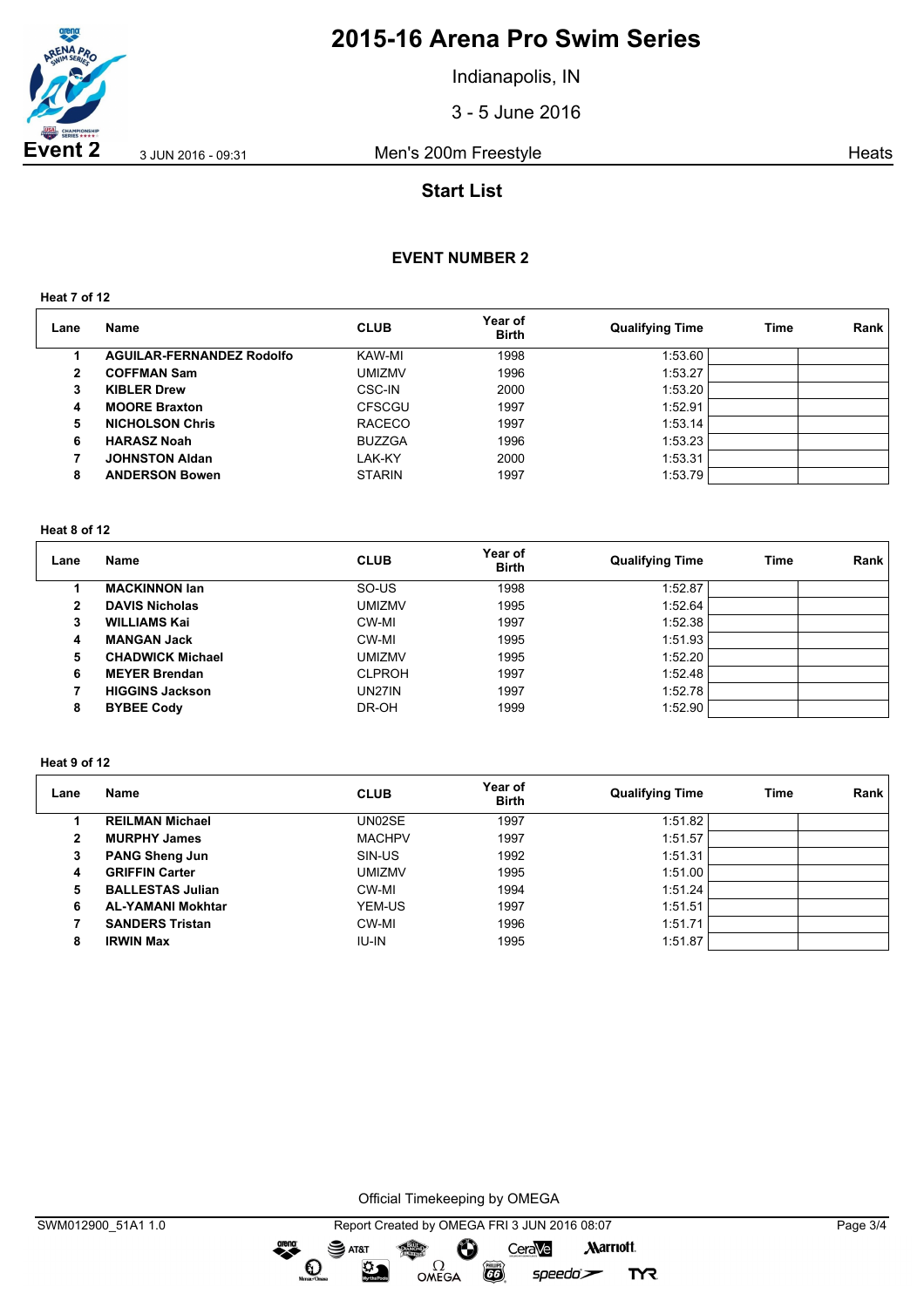# 2015-16 Arena Pro Swim Series

Indianapolis, IN

3 - 5 June 2016

**Event 2** 3 JUN 2016 - 09:31 Men's 200m Freestyle Heats

## Start List

### EVENT NUMBER 2

**Heat 7 of 12**

| Lane | Name | CLUB | Year of Birth | Qualifying Time | Time | Rank |
|---|---|---|---|---|---|---|
| 1 | **AGUILAR-FERNANDEZ Rodolfo** | KAW-MI | 1998 | 1:53.60 | | |
| 2 | **COFFMAN Sam** | UMIZMV | 1996 | 1:53.27 | | |
| 3 | **KIBLER Drew** | CSC-IN | 2000 | 1:53.20 | | |
| 4 | **MOORE Braxton** | CFSCGU | 1997 | 1:52.91 | | |
| 5 | **NICHOLSON Chris** | RACECO | 1997 | 1:53.14 | | |
| 6 | **HARASZ Noah** | BUZZGA | 1996 | 1:53.23 | | |
| 7 | **JOHNSTON Aldan** | LAK-KY | 2000 | 1:53.31 | | |
| 8 | **ANDERSON Bowen** | STARIN | 1997 | 1:53.79 | | |

**Heat 8 of 12**

| Lane | Name | CLUB | Year of Birth | Qualifying Time | Time | Rank |
|---|---|---|---|---|---|---|
| 1 | **MACKINNON Ian** | SO-US | 1998 | 1:52.87 | | |
| 2 | **DAVIS Nicholas** | UMIZMV | 1995 | 1:52.64 | | |
| 3 | **WILLIAMS Kai** | CW-MI | 1997 | 1:52.38 | | |
| 4 | **MANGAN Jack** | CW-MI | 1995 | 1:51.93 | | |
| 5 | **CHADWICK Michael** | UMIZMV | 1995 | 1:52.20 | | |
| 6 | **MEYER Brendan** | CLPROH | 1997 | 1:52.48 | | |
| 7 | **HIGGINS Jackson** | UN27IN | 1997 | 1:52.78 | | |
| 8 | **BYBEE Cody** | DR-OH | 1999 | 1:52.90 | | |

**Heat 9 of 12**

| Lane | Name | CLUB | Year of Birth | Qualifying Time | Time | Rank |
|---|---|---|---|---|---|---|
| 1 | **REILMAN Michael** | UN02SE | 1997 | 1:51.82 | | |
| 2 | **MURPHY James** | MACHPV | 1997 | 1:51.57 | | |
| 3 | **PANG Sheng Jun** | SIN-US | 1992 | 1:51.31 | | |
| 4 | **GRIFFIN Carter** | UMIZMV | 1995 | 1:51.00 | | |
| 5 | **BALLESTAS Julian** | CW-MI | 1994 | 1:51.24 | | |
| 6 | **AL-YAMANI Mokhtar** | YEM-US | 1997 | 1:51.51 | | |
| 7 | **SANDERS Tristan** | CW-MI | 1996 | 1:51.71 | | |
| 8 | **IRWIN Max** | IU-IN | 1995 | 1:51.87 | | |

Official Timekeeping by OMEGA

SWM012900_51A1 1.0 Report Created by OMEGA FRI 3 JUN 2016 08:07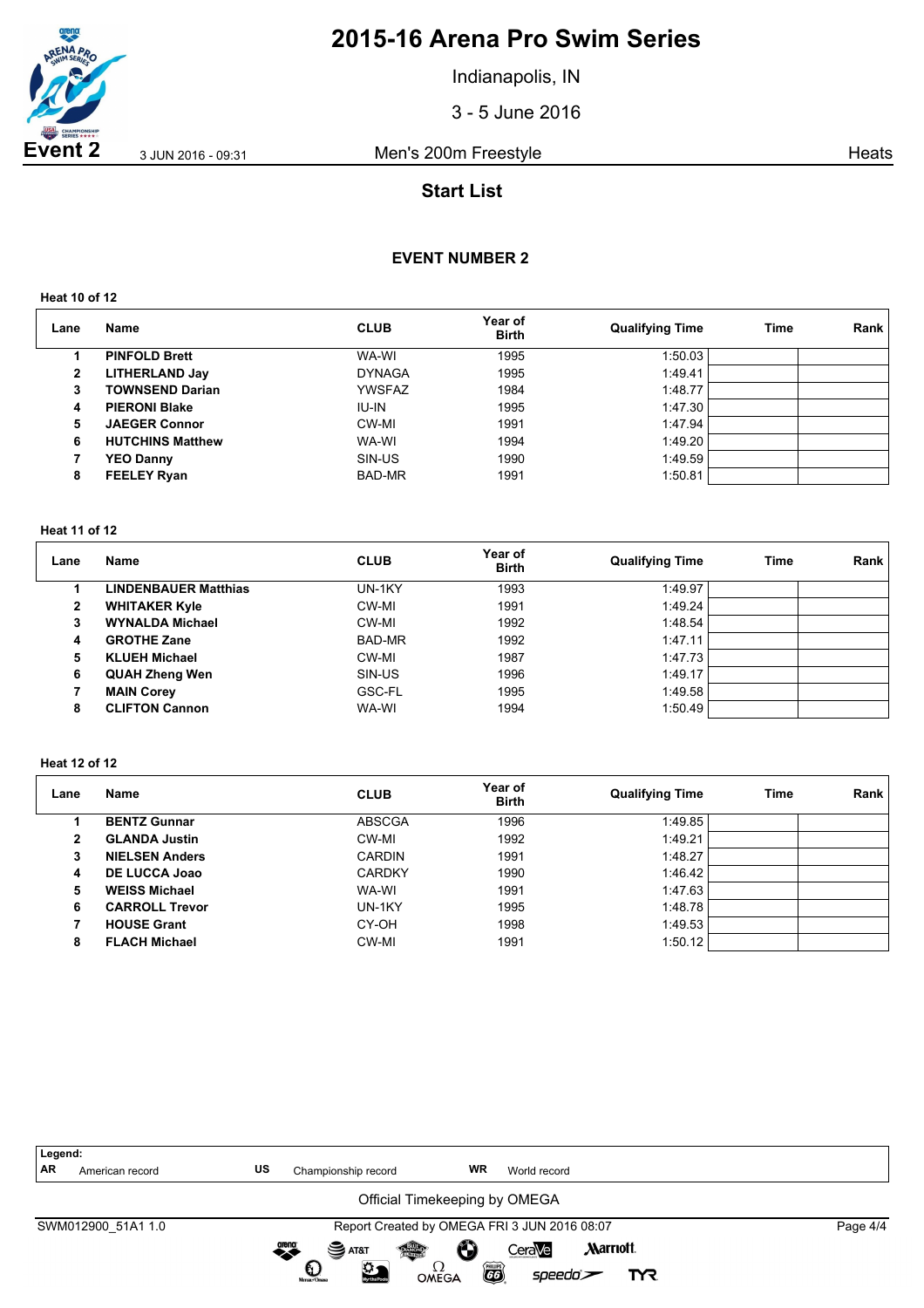# 2015-16 Arena Pro Swim Series

Indianapolis, IN

3 - 5 June 2016

**Event 2** 3 JUN 2016 - 09:31 Men's 200m Freestyle Heats

## Start List

### EVENT NUMBER 2

**Heat 10 of 12**

| Lane | Name | CLUB | Year of Birth | Qualifying Time | Time | Rank |
|---|---|---|---|---|---|---|
| 1 | **PINFOLD Brett** | WA-WI | 1995 | 1:50.03 | | |
| 2 | **LITHERLAND Jay** | DYNAGA | 1995 | 1:49.41 | | |
| 3 | **TOWNSEND Darian** | YWSFAZ | 1984 | 1:48.77 | | |
| 4 | **PIERONI Blake** | IU-IN | 1995 | 1:47.30 | | |
| 5 | **JAEGER Connor** | CW-MI | 1991 | 1:47.94 | | |
| 6 | **HUTCHINS Matthew** | WA-WI | 1994 | 1:49.20 | | |
| 7 | **YEO Danny** | SIN-US | 1990 | 1:49.59 | | |
| 8 | **FEELEY Ryan** | BAD-MR | 1991 | 1:50.81 | | |

**Heat 11 of 12**

| Lane | Name | CLUB | Year of Birth | Qualifying Time | Time | Rank |
|---|---|---|---|---|---|---|
| 1 | **LINDENBAUER Matthias** | UN-1KY | 1993 | 1:49.97 | | |
| 2 | **WHITAKER Kyle** | CW-MI | 1991 | 1:49.24 | | |
| 3 | **WYNALDA Michael** | CW-MI | 1992 | 1:48.54 | | |
| 4 | **GROTHE Zane** | BAD-MR | 1992 | 1:47.11 | | |
| 5 | **KLUEH Michael** | CW-MI | 1987 | 1:47.73 | | |
| 6 | **QUAH Zheng Wen** | SIN-US | 1996 | 1:49.17 | | |
| 7 | **MAIN Corey** | GSC-FL | 1995 | 1:49.58 | | |
| 8 | **CLIFTON Cannon** | WA-WI | 1994 | 1:50.49 | | |

**Heat 12 of 12**

| Lane | Name | CLUB | Year of Birth | Qualifying Time | Time | Rank |
|---|---|---|---|---|---|---|
| 1 | **BENTZ Gunnar** | ABSCGA | 1996 | 1:49.85 | | |
| 2 | **GLANDA Justin** | CW-MI | 1992 | 1:49.21 | | |
| 3 | **NIELSEN Anders** | CARDIN | 1991 | 1:48.27 | | |
| 4 | **DE LUCCA Joao** | CARDKY | 1990 | 1:46.42 | | |
| 5 | **WEISS Michael** | WA-WI | 1991 | 1:47.63 | | |
| 6 | **CARROLL Trevor** | UN-1KY | 1995 | 1:48.78 | | |
| 7 | **HOUSE Grant** | CY-OH | 1998 | 1:49.53 | | |
| 8 | **FLACH Michael** | CW-MI | 1991 | 1:50.12 | | |

**Legend:**

| | | | | | |
|---|---|---|---|---|---|
| **AR** | American record | **US** | Championship record | **WR** | World record |

Official Timekeeping by OMEGA

SWM012900_51A1 1.0 — Report Created by OMEGA FRI 3 JUN 2016 08:07